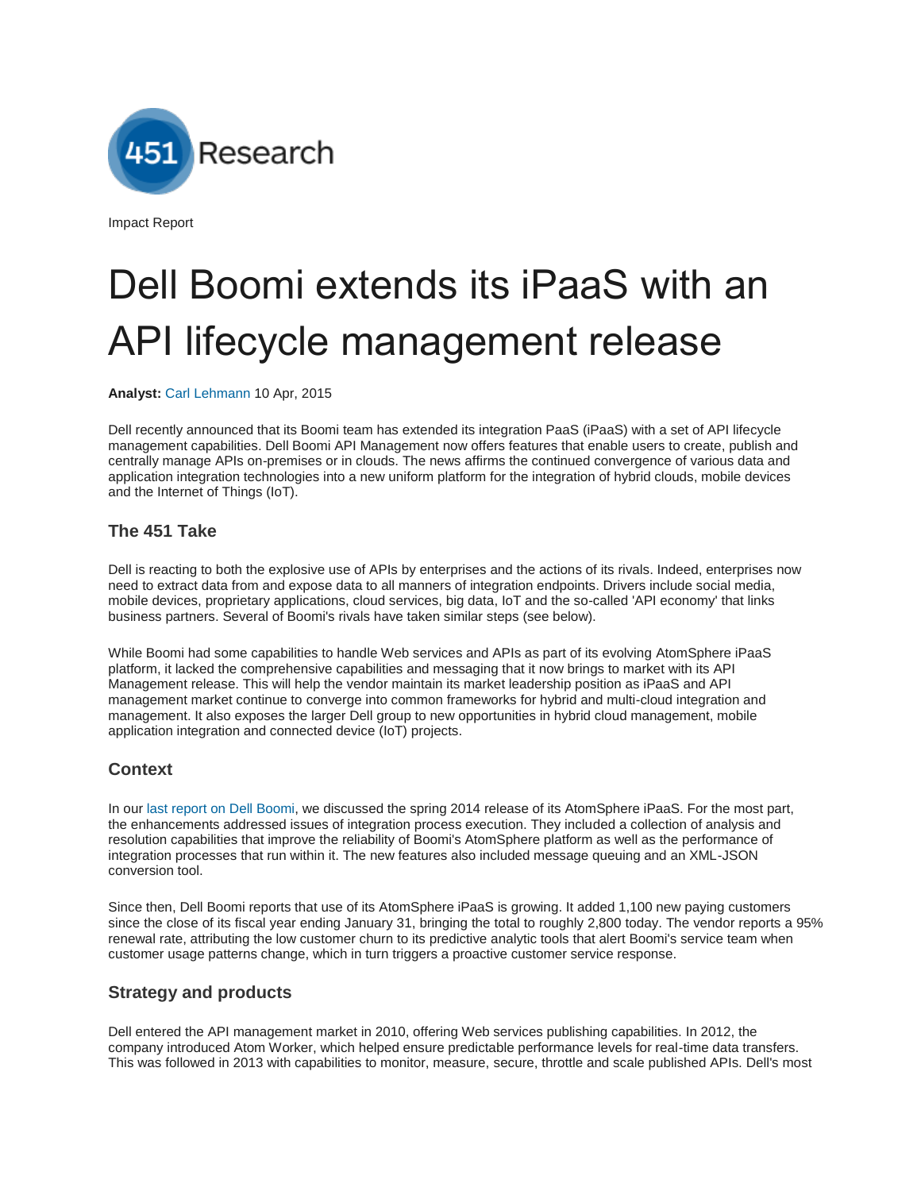451 Research

Impact Report

# Dell Boomi extends its iPaaS with an API lifecycle management release

**Analyst:** Carl Lehmann 10 Apr, 2015

Dell recently announced that its Boomi team has extended its integration PaaS (iPaaS) with a set of API lifecycle management capabilities. Dell Boomi API Management now offers features that enable users to create, publish and centrally manage APIs on-premises or in clouds. The news affirms the continued convergence of various data and application integration technologies into a new uniform platform for the integration of hybrid clouds, mobile devices and the Internet of Things (IoT).

## The 451 Take

Dell is reacting to both the explosive use of APIs by enterprises and the actions of its rivals. Indeed, enterprises now need to extract data from and expose data to all manners of integration endpoints. Drivers include social media, mobile devices, proprietary applications, cloud services, big data, IoT and the so-called 'API economy' that links business partners. Several of Boomi's rivals have taken similar steps (see below).

While Boomi had some capabilities to handle Web services and APIs as part of its evolving AtomSphere iPaaS platform, it lacked the comprehensive capabilities and messaging that it now brings to market with its API Management release. This will help the vendor maintain its market leadership position as iPaaS and API management market continue to converge into common frameworks for hybrid and multi-cloud integration and management. It also exposes the larger Dell group to new opportunities in hybrid cloud management, mobile application integration and connected device (IoT) projects.

## Context

In our last report on Dell Boomi, we discussed the spring 2014 release of its AtomSphere iPaaS. For the most part, the enhancements addressed issues of integration process execution. They included a collection of analysis and resolution capabilities that improve the reliability of Boomi's AtomSphere platform as well as the performance of integration processes that run within it. The new features also included message queuing and an XML-JSON conversion tool.

Since then, Dell Boomi reports that use of its AtomSphere iPaaS is growing. It added 1,100 new paying customers since the close of its fiscal year ending January 31, bringing the total to roughly 2,800 today. The vendor reports a 95% renewal rate, attributing the low customer churn to its predictive analytic tools that alert Boomi's service team when customer usage patterns change, which in turn triggers a proactive customer service response.

## Strategy and products

Dell entered the API management market in 2010, offering Web services publishing capabilities. In 2012, the company introduced Atom Worker, which helped ensure predictable performance levels for real-time data transfers. This was followed in 2013 with capabilities to monitor, measure, secure, throttle and scale published APIs. Dell's most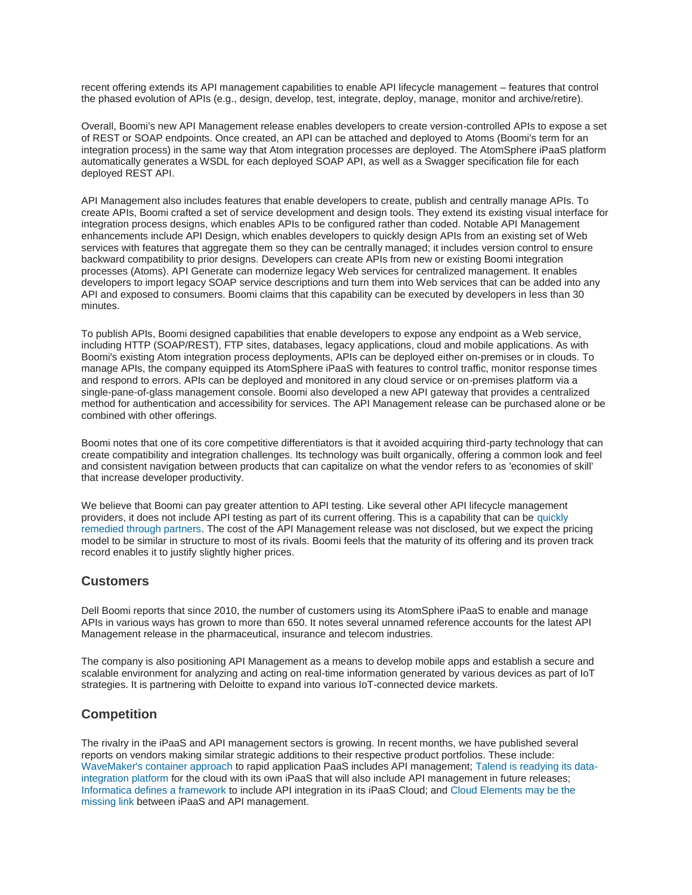recent offering extends its API management capabilities to enable API lifecycle management – features that control the phased evolution of APIs (e.g., design, develop, test, integrate, deploy, manage, monitor and archive/retire).

Overall, Boomi's new API Management release enables developers to create version-controlled APIs to expose a set of REST or SOAP endpoints. Once created, an API can be attached and deployed to Atoms (Boomi's term for an integration process) in the same way that Atom integration processes are deployed. The AtomSphere iPaaS platform automatically generates a WSDL for each deployed SOAP API, as well as a Swagger specification file for each deployed REST API.

API Management also includes features that enable developers to create, publish and centrally manage APIs. To create APIs, Boomi crafted a set of service development and design tools. They extend its existing visual interface for integration process designs, which enables APIs to be configured rather than coded. Notable API Management enhancements include API Design, which enables developers to quickly design APIs from an existing set of Web services with features that aggregate them so they can be centrally managed; it includes version control to ensure backward compatibility to prior designs. Developers can create APIs from new or existing Boomi integration processes (Atoms). API Generate can modernize legacy Web services for centralized management. It enables developers to import legacy SOAP service descriptions and turn them into Web services that can be added into any API and exposed to consumers. Boomi claims that this capability can be executed by developers in less than 30 minutes.

To publish APIs, Boomi designed capabilities that enable developers to expose any endpoint as a Web service, including HTTP (SOAP/REST), FTP sites, databases, legacy applications, cloud and mobile applications. As with Boomi's existing Atom integration process deployments, APIs can be deployed either on-premises or in clouds. To manage APIs, the company equipped its AtomSphere iPaaS with features to control traffic, monitor response times and respond to errors. APIs can be deployed and monitored in any cloud service or on-premises platform via a single-pane-of-glass management console. Boomi also developed a new API gateway that provides a centralized method for authentication and accessibility for services. The API Management release can be purchased alone or be combined with other offerings.

Boomi notes that one of its core competitive differentiators is that it avoided acquiring third-party technology that can create compatibility and integration challenges. Its technology was built organically, offering a common look and feel and consistent navigation between products that can capitalize on what the vendor refers to as 'economies of skill' that increase developer productivity.

We believe that Boomi can pay greater attention to API testing. Like several other API lifecycle management providers, it does not include API testing as part of its current offering. This is a capability that can be quickly remedied through partners. The cost of the API Management release was not disclosed, but we expect the pricing model to be similar in structure to most of its rivals. Boomi feels that the maturity of its offering and its proven track record enables it to justify slightly higher prices.

## Customers

Dell Boomi reports that since 2010, the number of customers using its AtomSphere iPaaS to enable and manage APIs in various ways has grown to more than 650. It notes several unnamed reference accounts for the latest API Management release in the pharmaceutical, insurance and telecom industries.

The company is also positioning API Management as a means to develop mobile apps and establish a secure and scalable environment for analyzing and acting on real-time information generated by various devices as part of IoT strategies. It is partnering with Deloitte to expand into various IoT-connected device markets.

## Competition

The rivalry in the iPaaS and API management sectors is growing. In recent months, we have published several reports on vendors making similar strategic additions to their respective product portfolios. These include: WaveMaker's container approach to rapid application PaaS includes API management; Talend is readying its data-integration platform for the cloud with its own iPaaS that will also include API management in future releases; Informatica defines a framework to include API integration in its iPaaS Cloud; and Cloud Elements may be the missing link between iPaaS and API management.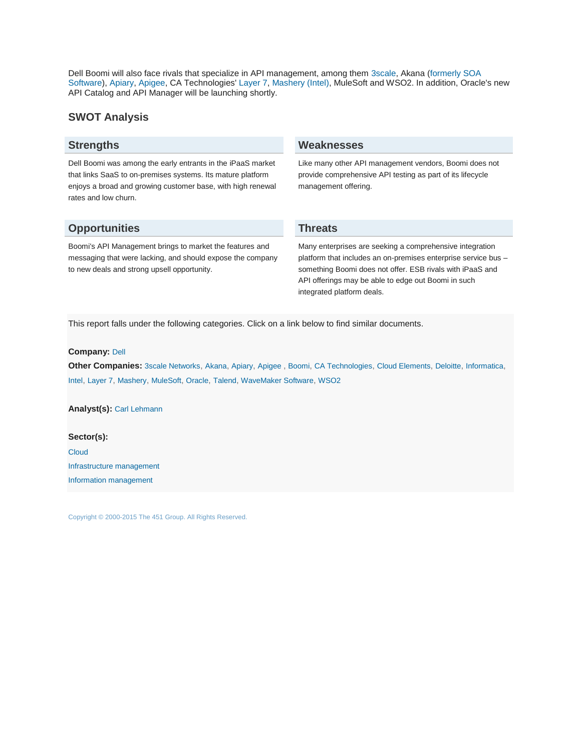Dell Boomi will also face rivals that specialize in API management, among them 3scale, Akana (formerly SOA Software), Apiary, Apigee, CA Technologies' Layer 7, Mashery (Intel), MuleSoft and WSO2. In addition, Oracle's new API Catalog and API Manager will be launching shortly.

## SWOT Analysis

### Strengths

Dell Boomi was among the early entrants in the iPaaS market that links SaaS to on-premises systems. Its mature platform enjoys a broad and growing customer base, with high renewal rates and low churn.

### Weaknesses

Like many other API management vendors, Boomi does not provide comprehensive API testing as part of its lifecycle management offering.

### Opportunities

Boomi's API Management brings to market the features and messaging that were lacking, and should expose the company to new deals and strong upsell opportunity.

### Threats

Many enterprises are seeking a comprehensive integration platform that includes an on-premises enterprise service bus – something Boomi does not offer. ESB rivals with iPaaS and API offerings may be able to edge out Boomi in such integrated platform deals.

This report falls under the following categories. Click on a link below to find similar documents.

**Company:** Dell

**Other Companies:** 3scale Networks, Akana, Apiary, Apigee , Boomi, CA Technologies, Cloud Elements, Deloitte, Informatica, Intel, Layer 7, Mashery, MuleSoft, Oracle, Talend, WaveMaker Software, WSO2

**Analyst(s):** Carl Lehmann

**Sector(s):**

Cloud

Infrastructure management

Information management

Copyright © 2000-2015 The 451 Group. All Rights Reserved.